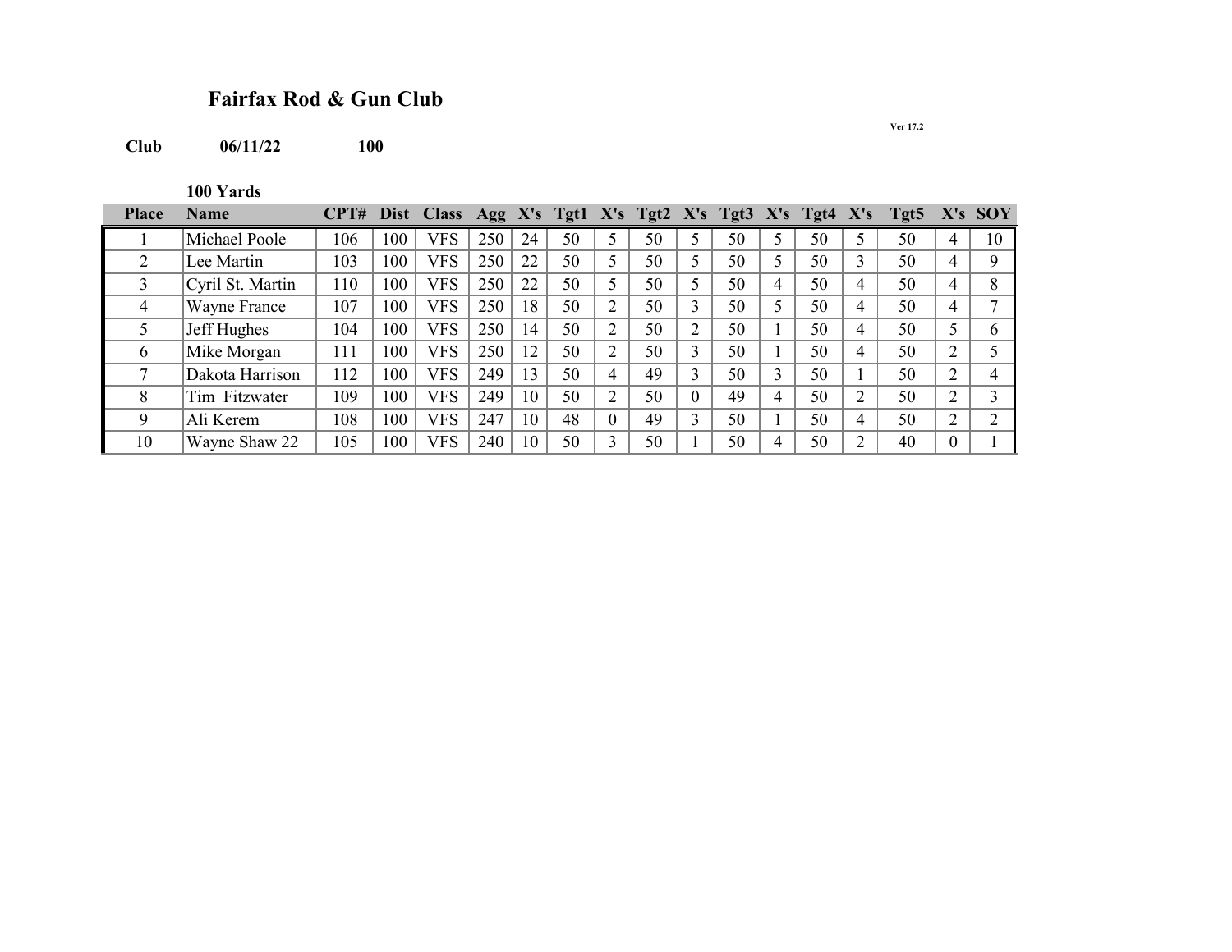# Fairfax Rod & Gun Club

Ver 17.2

**Club** **06/11/22** **100**

**100 Yards**

| Place | Name | CPT# | Dist | Class | Agg | X's | Tgt1 | X's | Tgt2 | X's | Tgt3 | X's | Tgt4 | X's | Tgt5 | X's | SOY |
|---|---|---|---|---|---|---|---|---|---|---|---|---|---|---|---|---|---|
| 1 | Michael Poole | 106 | 100 | VFS | 250 | 24 | 50 | 5 | 50 | 5 | 50 | 5 | 50 | 5 | 50 | 4 | 10 |
| 2 | Lee Martin | 103 | 100 | VFS | 250 | 22 | 50 | 5 | 50 | 5 | 50 | 5 | 50 | 3 | 50 | 4 | 9 |
| 3 | Cyril St. Martin | 110 | 100 | VFS | 250 | 22 | 50 | 5 | 50 | 5 | 50 | 4 | 50 | 4 | 50 | 4 | 8 |
| 4 | Wayne France | 107 | 100 | VFS | 250 | 18 | 50 | 2 | 50 | 3 | 50 | 5 | 50 | 4 | 50 | 4 | 7 |
| 5 | Jeff Hughes | 104 | 100 | VFS | 250 | 14 | 50 | 2 | 50 | 2 | 50 | 1 | 50 | 4 | 50 | 5 | 6 |
| 6 | Mike Morgan | 111 | 100 | VFS | 250 | 12 | 50 | 2 | 50 | 3 | 50 | 1 | 50 | 4 | 50 | 2 | 5 |
| 7 | Dakota Harrison | 112 | 100 | VFS | 249 | 13 | 50 | 4 | 49 | 3 | 50 | 3 | 50 | 1 | 50 | 2 | 4 |
| 8 | Tim Fitzwater | 109 | 100 | VFS | 249 | 10 | 50 | 2 | 50 | 0 | 49 | 4 | 50 | 2 | 50 | 2 | 3 |
| 9 | Ali Kerem | 108 | 100 | VFS | 247 | 10 | 48 | 0 | 49 | 3 | 50 | 1 | 50 | 4 | 50 | 2 | 2 |
| 10 | Wayne Shaw 22 | 105 | 100 | VFS | 240 | 10 | 50 | 3 | 50 | 1 | 50 | 4 | 50 | 2 | 40 | 0 | 1 |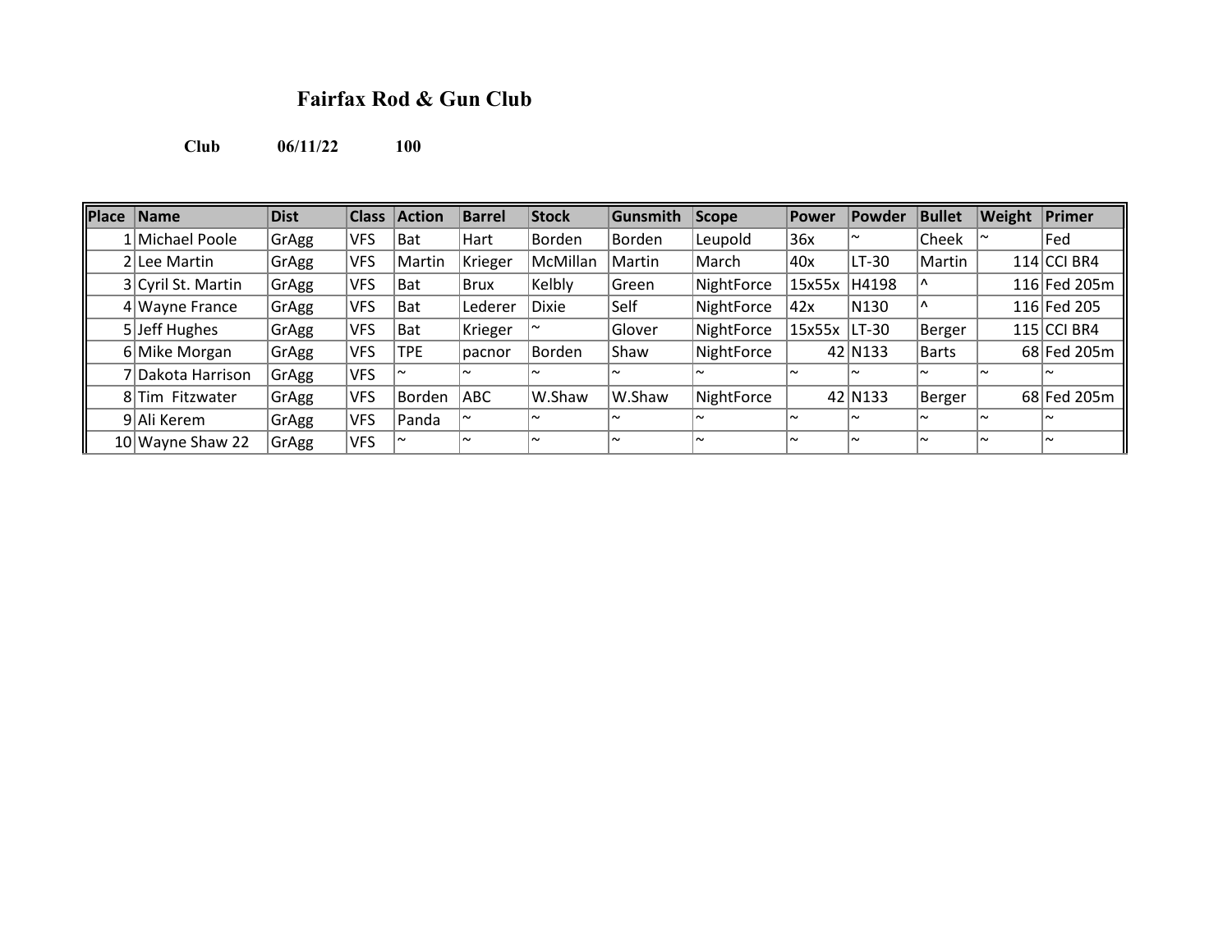# Fairfax Rod & Gun Club

**Club 06/11/22 100**

| Place | Name | Dist | Class | Action | Barrel | Stock | Gunsmith | Scope | Power | Powder | Bullet | Weight | Primer |
|---|---|---|---|---|---|---|---|---|---|---|---|---|---|
| 1 | Michael Poole | GrAgg | VFS | Bat | Hart | Borden | Borden | Leupold | 36x | ~ | Cheek | ~ | Fed |
| 2 | Lee Martin | GrAgg | VFS | Martin | Krieger | McMillan | Martin | March | 40x | LT-30 | Martin | 114 | CCI BR4 |
| 3 | Cyril St. Martin | GrAgg | VFS | Bat | Brux | Kelbly | Green | NightForce | 15x55x | H4198 | ^ | 116 | Fed 205m |
| 4 | Wayne France | GrAgg | VFS | Bat | Lederer | Dixie | Self | NightForce | 42x | N130 | ^ | 116 | Fed 205 |
| 5 | Jeff Hughes | GrAgg | VFS | Bat | Krieger | ~ | Glover | NightForce | 15x55x | LT-30 | Berger | 115 | CCI BR4 |
| 6 | Mike Morgan | GrAgg | VFS | TPE | pacnor | Borden | Shaw | NightForce | 42 | N133 | Barts | 68 | Fed 205m |
| 7 | Dakota Harrison | GrAgg | VFS | ~ | ~ | ~ | ~ | ~ | ~ | ~ | ~ | ~ | ~ |
| 8 | Tim Fitzwater | GrAgg | VFS | Borden | ABC | W.Shaw | W.Shaw | NightForce | 42 | N133 | Berger | 68 | Fed 205m |
| 9 | Ali Kerem | GrAgg | VFS | Panda | ~ | ~ | ~ | ~ | ~ | ~ | ~ | ~ | ~ |
| 10 | Wayne Shaw 22 | GrAgg | VFS | ~ | ~ | ~ | ~ | ~ | ~ | ~ | ~ | ~ | ~ |